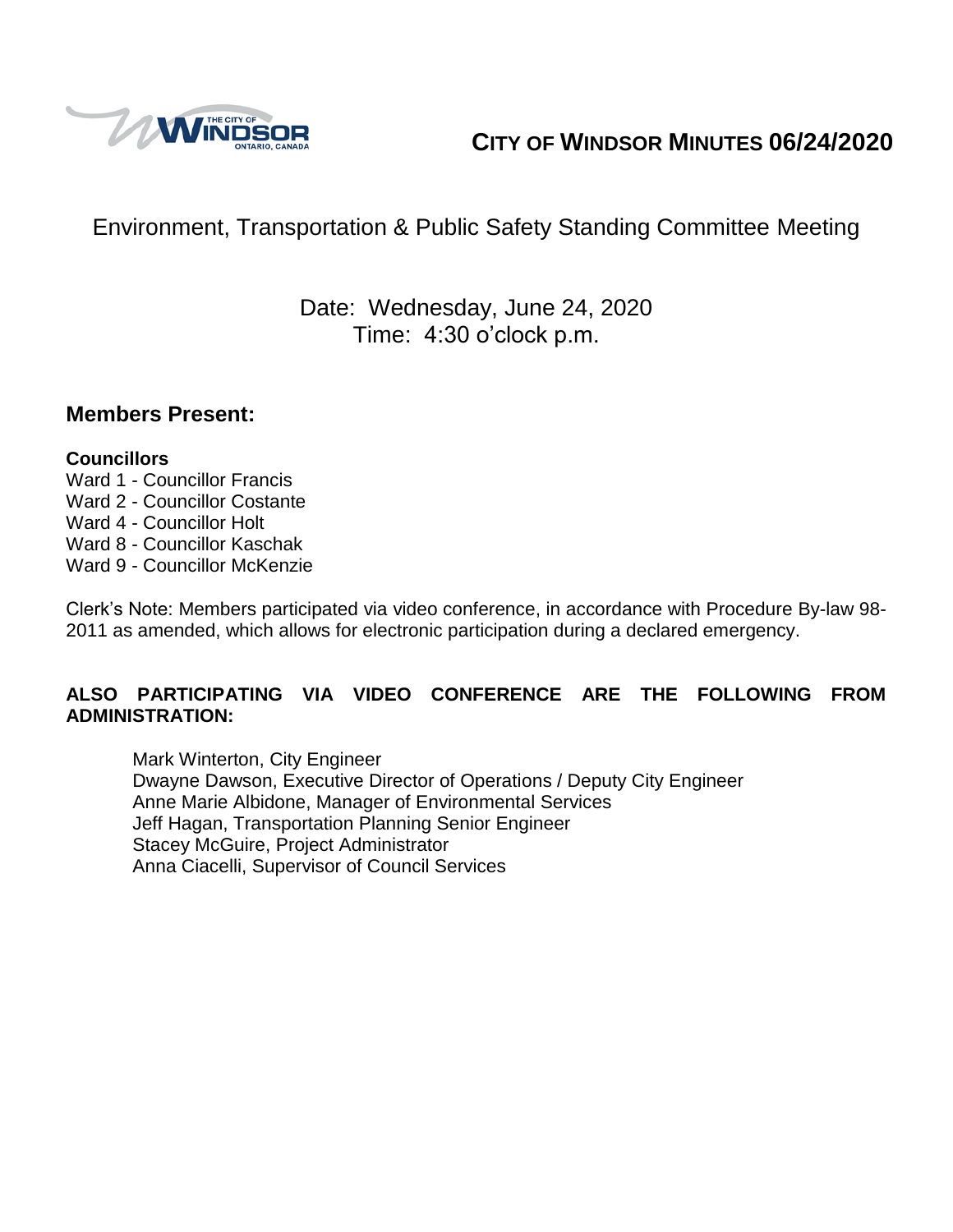# CITY OF WINDSOR MINUTES 06/24/2020

## Environment, Transportation & Public Safety Standing Committee Meeting

Date: Wednesday, June 24, 2020
Time: 4:30 o'clock p.m.

## Members Present:

**Councillors**
Ward 1 - Councillor Francis
Ward 2 - Councillor Costante
Ward 4 - Councillor Holt
Ward 8 - Councillor Kaschak
Ward 9 - Councillor McKenzie

Clerk's Note: Members participated via video conference, in accordance with Procedure By-law 98-2011 as amended, which allows for electronic participation during a declared emergency.

**ALSO PARTICIPATING VIA VIDEO CONFERENCE ARE THE FOLLOWING FROM ADMINISTRATION:**

Mark Winterton, City Engineer
Dwayne Dawson, Executive Director of Operations / Deputy City Engineer
Anne Marie Albidone, Manager of Environmental Services
Jeff Hagan, Transportation Planning Senior Engineer
Stacey McGuire, Project Administrator
Anna Ciacelli, Supervisor of Council Services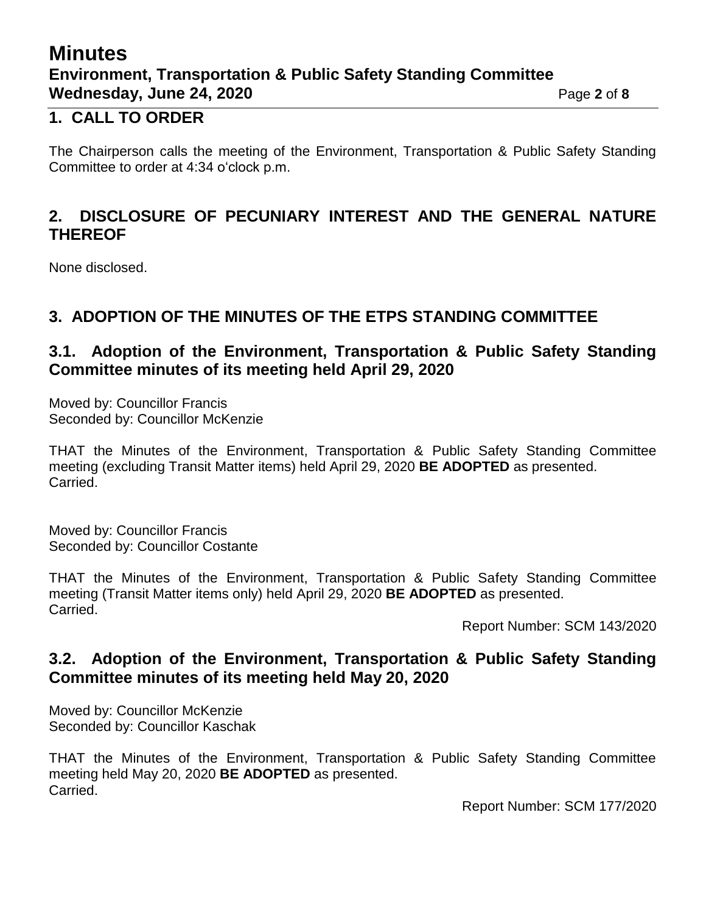## 1. CALL TO ORDER

The Chairperson calls the meeting of the Environment, Transportation & Public Safety Standing Committee to order at 4:34 o'clock p.m.

## 2. DISCLOSURE OF PECUNIARY INTEREST AND THE GENERAL NATURE THEREOF

None disclosed.

## 3. ADOPTION OF THE MINUTES OF THE ETPS STANDING COMMITTEE

### 3.1. Adoption of the Environment, Transportation & Public Safety Standing Committee minutes of its meeting held April 29, 2020

Moved by: Councillor Francis
Seconded by: Councillor McKenzie

THAT the Minutes of the Environment, Transportation & Public Safety Standing Committee meeting (excluding Transit Matter items) held April 29, 2020 **BE ADOPTED** as presented.
Carried.

Moved by: Councillor Francis
Seconded by: Councillor Costante

THAT the Minutes of the Environment, Transportation & Public Safety Standing Committee meeting (Transit Matter items only) held April 29, 2020 **BE ADOPTED** as presented.
Carried.

Report Number: SCM 143/2020

### 3.2. Adoption of the Environment, Transportation & Public Safety Standing Committee minutes of its meeting held May 20, 2020

Moved by: Councillor McKenzie
Seconded by: Councillor Kaschak

THAT the Minutes of the Environment, Transportation & Public Safety Standing Committee meeting held May 20, 2020 **BE ADOPTED** as presented.
Carried.

Report Number: SCM 177/2020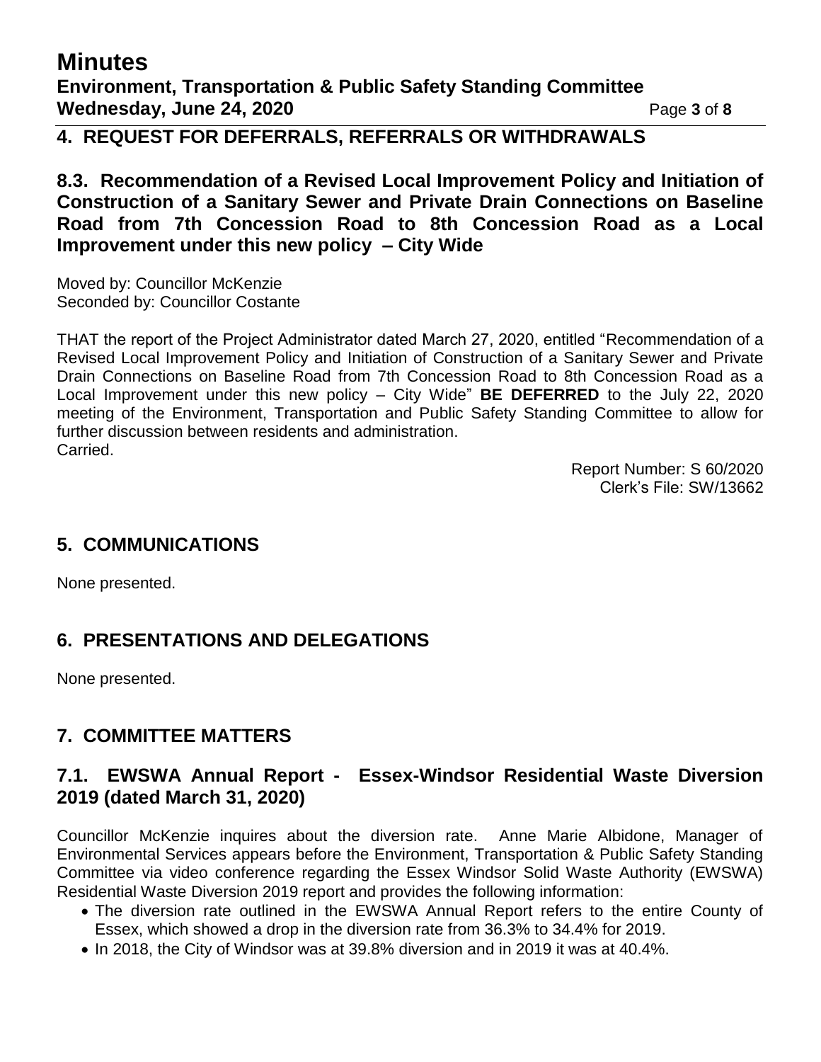## 4. REQUEST FOR DEFERRALS, REFERRALS OR WITHDRAWALS

### 8.3. Recommendation of a Revised Local Improvement Policy and Initiation of Construction of a Sanitary Sewer and Private Drain Connections on Baseline Road from 7th Concession Road to 8th Concession Road as a Local Improvement under this new policy – City Wide

Moved by: Councillor McKenzie
Seconded by: Councillor Costante

THAT the report of the Project Administrator dated March 27, 2020, entitled "Recommendation of a Revised Local Improvement Policy and Initiation of Construction of a Sanitary Sewer and Private Drain Connections on Baseline Road from 7th Concession Road to 8th Concession Road as a Local Improvement under this new policy – City Wide" **BE DEFERRED** to the July 22, 2020 meeting of the Environment, Transportation and Public Safety Standing Committee to allow for further discussion between residents and administration.
Carried.

Report Number: S 60/2020
Clerk's File: SW/13662

## 5. COMMUNICATIONS

None presented.

## 6. PRESENTATIONS AND DELEGATIONS

None presented.

## 7. COMMITTEE MATTERS

### 7.1. EWSWA Annual Report - Essex-Windsor Residential Waste Diversion 2019 (dated March 31, 2020)

Councillor McKenzie inquires about the diversion rate. Anne Marie Albidone, Manager of Environmental Services appears before the Environment, Transportation & Public Safety Standing Committee via video conference regarding the Essex Windsor Solid Waste Authority (EWSWA) Residential Waste Diversion 2019 report and provides the following information:

- The diversion rate outlined in the EWSWA Annual Report refers to the entire County of Essex, which showed a drop in the diversion rate from 36.3% to 34.4% for 2019.
- In 2018, the City of Windsor was at 39.8% diversion and in 2019 it was at 40.4%.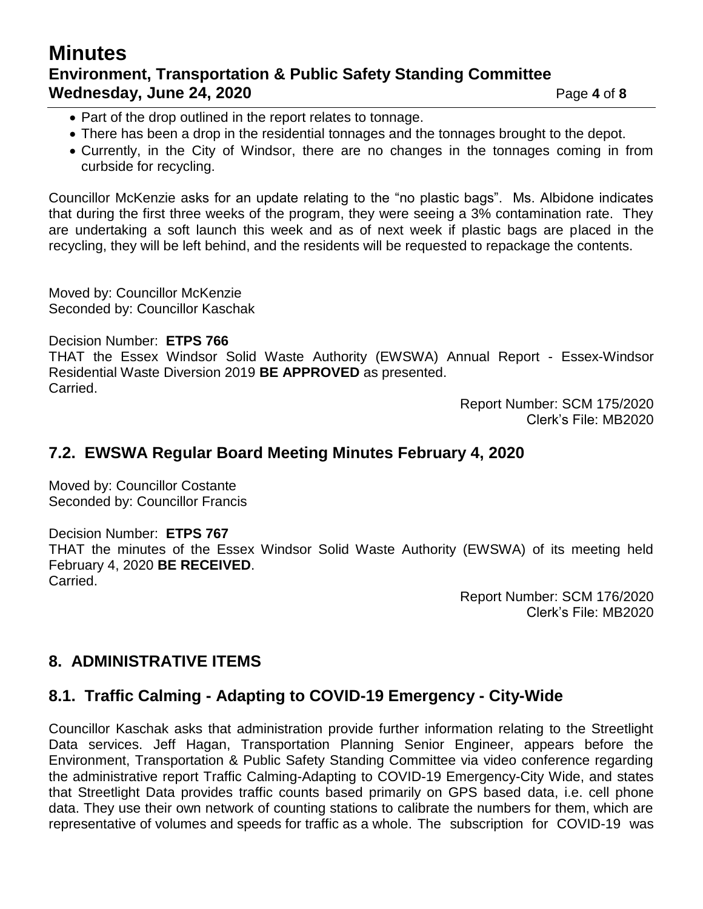- Part of the drop outlined in the report relates to tonnage.
- There has been a drop in the residential tonnages and the tonnages brought to the depot.
- Currently, in the City of Windsor, there are no changes in the tonnages coming in from curbside for recycling.

Councillor McKenzie asks for an update relating to the "no plastic bags". Ms. Albidone indicates that during the first three weeks of the program, they were seeing a 3% contamination rate. They are undertaking a soft launch this week and as of next week if plastic bags are placed in the recycling, they will be left behind, and the residents will be requested to repackage the contents.

Moved by: Councillor McKenzie
Seconded by: Councillor Kaschak

Decision Number: **ETPS 766**
THAT the Essex Windsor Solid Waste Authority (EWSWA) Annual Report - Essex-Windsor Residential Waste Diversion 2019 **BE APPROVED** as presented.
Carried.

Report Number: SCM 175/2020
Clerk's File: MB2020

## 7.2. EWSWA Regular Board Meeting Minutes February 4, 2020

Moved by: Councillor Costante
Seconded by: Councillor Francis

Decision Number: **ETPS 767**
THAT the minutes of the Essex Windsor Solid Waste Authority (EWSWA) of its meeting held February 4, 2020 **BE RECEIVED**.
Carried.

Report Number: SCM 176/2020
Clerk's File: MB2020

## 8. ADMINISTRATIVE ITEMS

## 8.1. Traffic Calming - Adapting to COVID-19 Emergency - City-Wide

Councillor Kaschak asks that administration provide further information relating to the Streetlight Data services. Jeff Hagan, Transportation Planning Senior Engineer, appears before the Environment, Transportation & Public Safety Standing Committee via video conference regarding the administrative report Traffic Calming-Adapting to COVID-19 Emergency-City Wide, and states that Streetlight Data provides traffic counts based primarily on GPS based data, i.e. cell phone data. They use their own network of counting stations to calibrate the numbers for them, which are representative of volumes and speeds for traffic as a whole. The subscription for COVID-19 was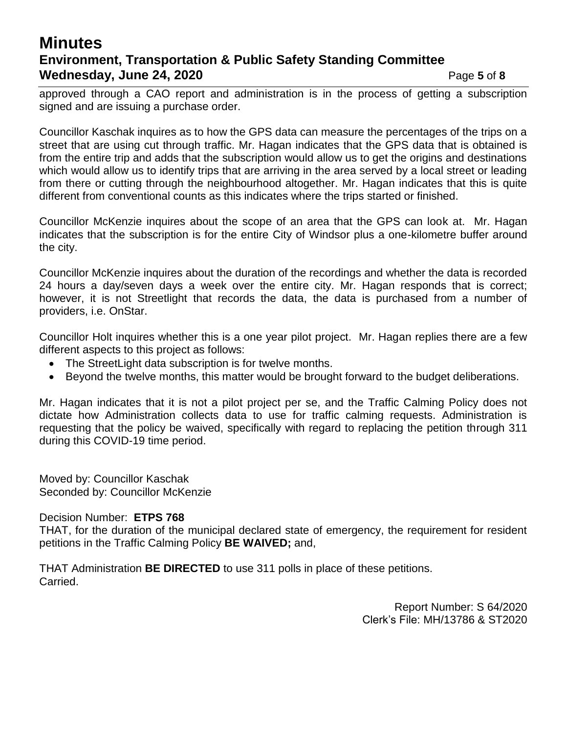approved through a CAO report and administration is in the process of getting a subscription signed and are issuing a purchase order.

Councillor Kaschak inquires as to how the GPS data can measure the percentages of the trips on a street that are using cut through traffic. Mr. Hagan indicates that the GPS data that is obtained is from the entire trip and adds that the subscription would allow us to get the origins and destinations which would allow us to identify trips that are arriving in the area served by a local street or leading from there or cutting through the neighbourhood altogether. Mr. Hagan indicates that this is quite different from conventional counts as this indicates where the trips started or finished.

Councillor McKenzie inquires about the scope of an area that the GPS can look at. Mr. Hagan indicates that the subscription is for the entire City of Windsor plus a one-kilometre buffer around the city.

Councillor McKenzie inquires about the duration of the recordings and whether the data is recorded 24 hours a day/seven days a week over the entire city. Mr. Hagan responds that is correct; however, it is not Streetlight that records the data, the data is purchased from a number of providers, i.e. OnStar.

Councillor Holt inquires whether this is a one year pilot project. Mr. Hagan replies there are a few different aspects to this project as follows:

- The StreetLight data subscription is for twelve months.
- Beyond the twelve months, this matter would be brought forward to the budget deliberations.

Mr. Hagan indicates that it is not a pilot project per se, and the Traffic Calming Policy does not dictate how Administration collects data to use for traffic calming requests. Administration is requesting that the policy be waived, specifically with regard to replacing the petition through 311 during this COVID-19 time period.

Moved by: Councillor Kaschak
Seconded by: Councillor McKenzie

Decision Number: **ETPS 768**
THAT, for the duration of the municipal declared state of emergency, the requirement for resident petitions in the Traffic Calming Policy **BE WAIVED;** and,

THAT Administration **BE DIRECTED** to use 311 polls in place of these petitions.
Carried.

Report Number: S 64/2020
Clerk's File: MH/13786 & ST2020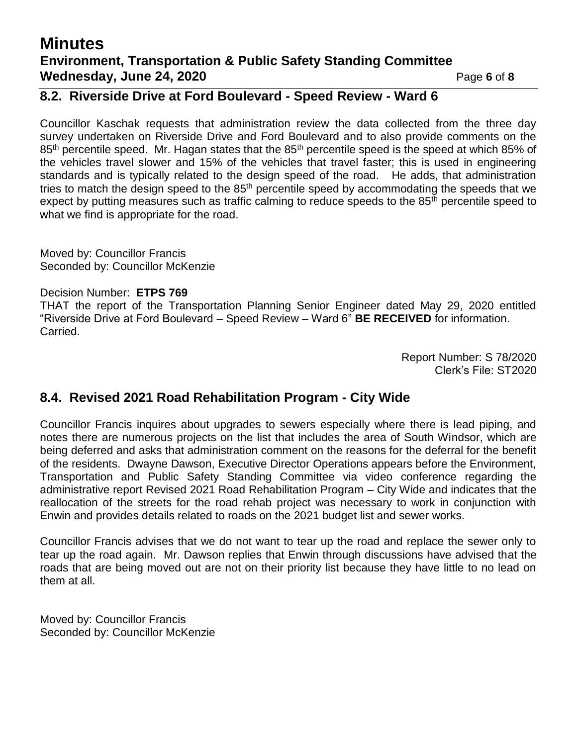## 8.2. Riverside Drive at Ford Boulevard - Speed Review - Ward 6

Councillor Kaschak requests that administration review the data collected from the three day survey undertaken on Riverside Drive and Ford Boulevard and to also provide comments on the 85th percentile speed. Mr. Hagan states that the 85th percentile speed is the speed at which 85% of the vehicles travel slower and 15% of the vehicles that travel faster; this is used in engineering standards and is typically related to the design speed of the road. He adds, that administration tries to match the design speed to the 85th percentile speed by accommodating the speeds that we expect by putting measures such as traffic calming to reduce speeds to the 85th percentile speed to what we find is appropriate for the road.

Moved by: Councillor Francis
Seconded by: Councillor McKenzie

Decision Number: **ETPS 769**
THAT the report of the Transportation Planning Senior Engineer dated May 29, 2020 entitled "Riverside Drive at Ford Boulevard – Speed Review – Ward 6" **BE RECEIVED** for information.
Carried.

Report Number: S 78/2020
Clerk's File: ST2020

## 8.4. Revised 2021 Road Rehabilitation Program - City Wide

Councillor Francis inquires about upgrades to sewers especially where there is lead piping, and notes there are numerous projects on the list that includes the area of South Windsor, which are being deferred and asks that administration comment on the reasons for the deferral for the benefit of the residents. Dwayne Dawson, Executive Director Operations appears before the Environment, Transportation and Public Safety Standing Committee via video conference regarding the administrative report Revised 2021 Road Rehabilitation Program – City Wide and indicates that the reallocation of the streets for the road rehab project was necessary to work in conjunction with Enwin and provides details related to roads on the 2021 budget list and sewer works.

Councillor Francis advises that we do not want to tear up the road and replace the sewer only to tear up the road again. Mr. Dawson replies that Enwin through discussions have advised that the roads that are being moved out are not on their priority list because they have little to no lead on them at all.

Moved by: Councillor Francis
Seconded by: Councillor McKenzie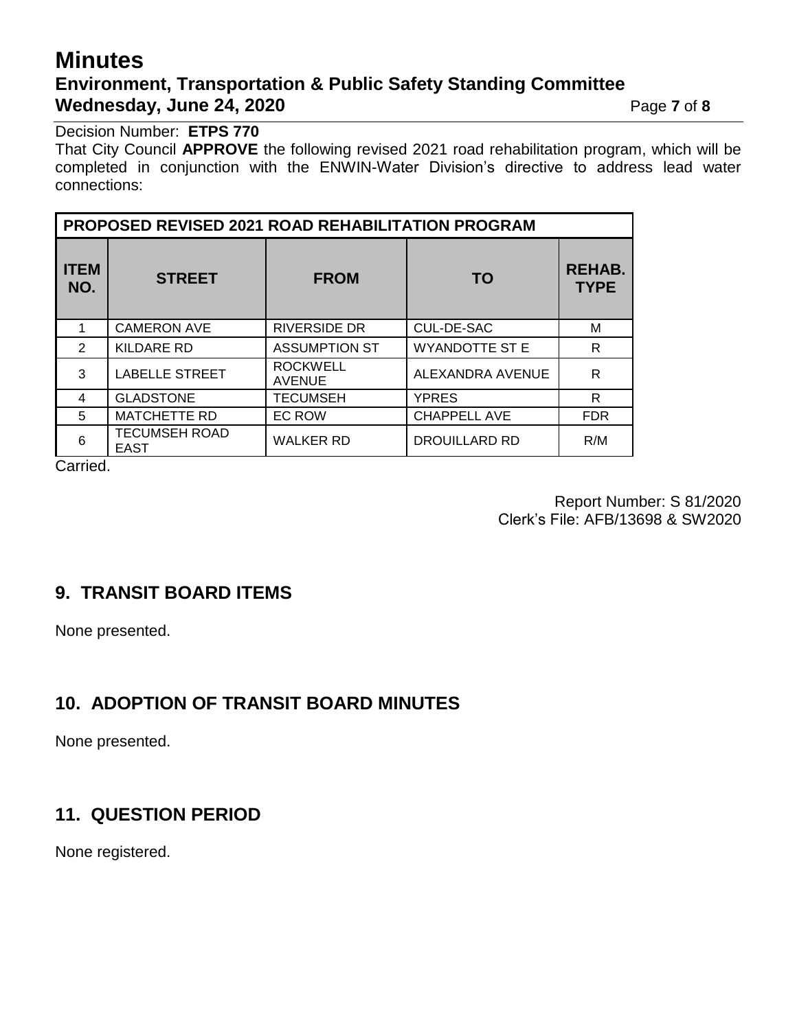Decision Number: **ETPS 770**

That City Council **APPROVE** the following revised 2021 road rehabilitation program, which will be completed in conjunction with the ENWIN-Water Division's directive to address lead water connections:

| **PROPOSED REVISED 2021 ROAD REHABILITATION PROGRAM** | | | | |
|---|---|---|---|---|
| **ITEM NO.** | **STREET** | **FROM** | **TO** | **REHAB. TYPE** |
| 1 | CAMERON AVE | RIVERSIDE DR | CUL-DE-SAC | M |
| 2 | KILDARE RD | ASSUMPTION ST | WYANDOTTE ST E | R |
| 3 | LABELLE STREET | ROCKWELL AVENUE | ALEXANDRA AVENUE | R |
| 4 | GLADSTONE | TECUMSEH | YPRES | R |
| 5 | MATCHETTE RD | EC ROW | CHAPPELL AVE | FDR |
| 6 | TECUMSEH ROAD EAST | WALKER RD | DROUILLARD RD | R/M |

Carried.

Report Number: S 81/2020
Clerk's File: AFB/13698 & SW2020

## 9. TRANSIT BOARD ITEMS

None presented.

## 10. ADOPTION OF TRANSIT BOARD MINUTES

None presented.

## 11. QUESTION PERIOD

None registered.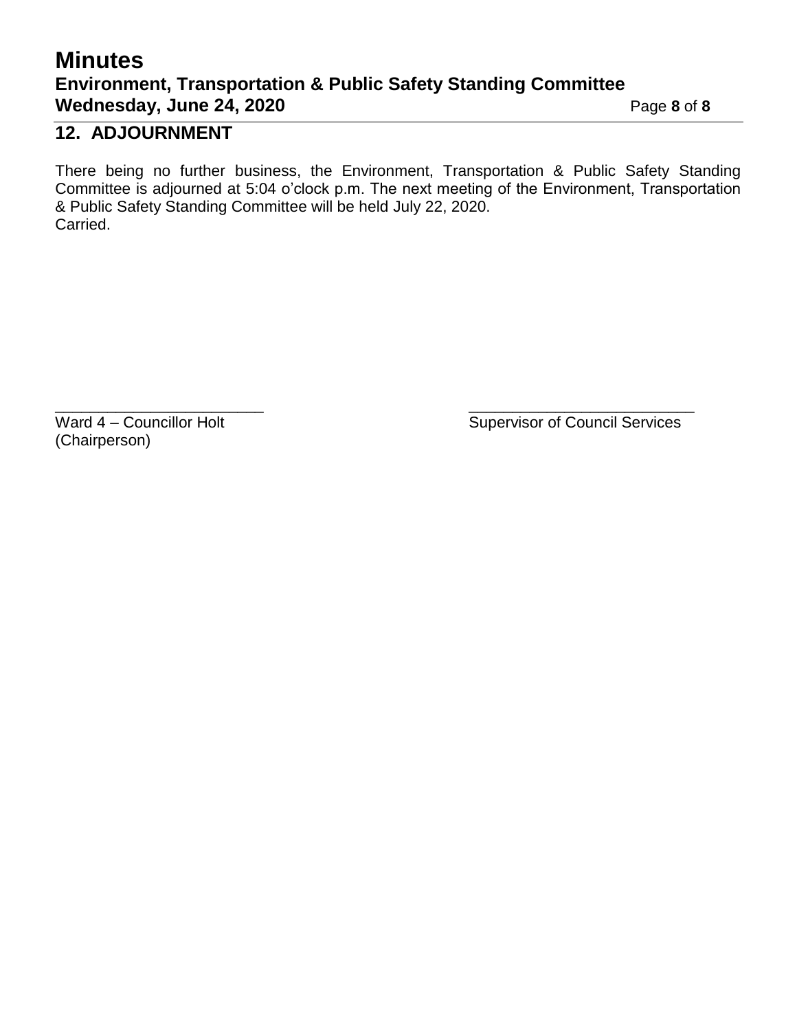## 12. ADJOURNMENT

There being no further business, the Environment, Transportation & Public Safety Standing Committee is adjourned at 5:04 o'clock p.m. The next meeting of the Environment, Transportation & Public Safety Standing Committee will be held July 22, 2020.
Carried.

\_\_\_\_\_\_\_\_\_\_\_\_\_\_\_\_\_\_\_\_\_\_\_\_\_
Ward 4 – Councillor Holt
(Chairperson)

\_\_\_\_\_\_\_\_\_\_\_\_\_\_\_\_\_\_\_\_\_\_\_\_\_\_\_
Supervisor of Council Services